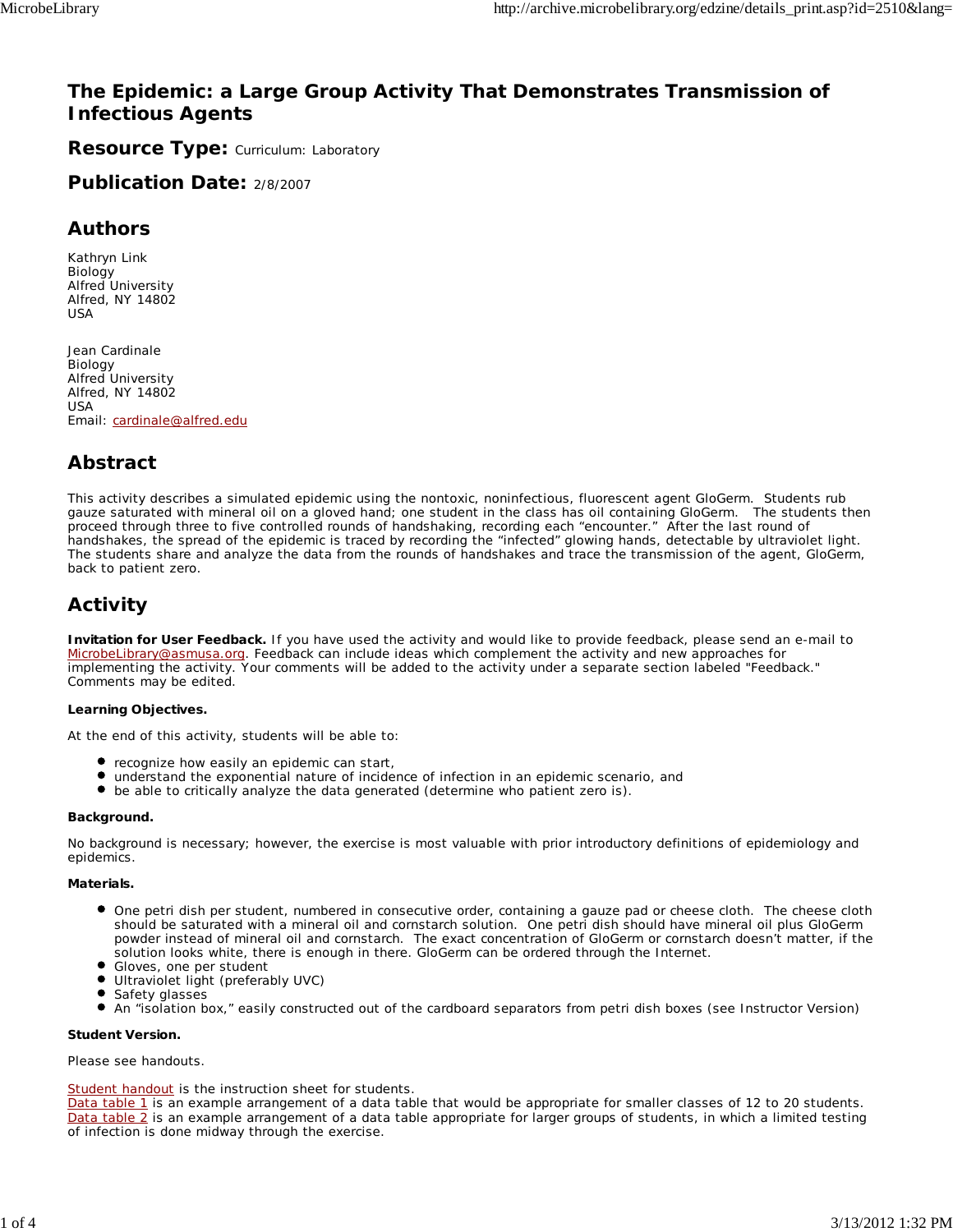# The Epidemic: a Large Group Activity That Demonstrates Transmission of Infectious Agents

## Resource Type: Curriculum: Laboratory

## Publication Date: 2/8/2007

## Authors

Kathryn Link
Biology
Alfred University
Alfred, NY 14802
USA

Jean Cardinale
Biology
Alfred University
Alfred, NY 14802
USA
Email: cardinale@alfred.edu

## Abstract

This activity describes a simulated epidemic using the nontoxic, noninfectious, fluorescent agent GloGerm. Students rub gauze saturated with mineral oil on a gloved hand; one student in the class has oil containing GloGerm. The students then proceed through three to five controlled rounds of handshaking, recording each "encounter." After the last round of handshakes, the spread of the epidemic is traced by recording the "infected" glowing hands, detectable by ultraviolet light. The students share and analyze the data from the rounds of handshakes and trace the transmission of the agent, GloGerm, back to patient zero.

## Activity

**Invitation for User Feedback.** If you have used the activity and would like to provide feedback, please send an e-mail to MicrobeLibrary@asmusa.org. Feedback can include ideas which complement the activity and new approaches for implementing the activity. Your comments will be added to the activity under a separate section labeled "Feedback." Comments may be edited.

**Learning Objectives.**

At the end of this activity, students will be able to:

- recognize how easily an epidemic can start,
- understand the exponential nature of incidence of infection in an epidemic scenario, and
- be able to critically analyze the data generated (determine who patient zero is).

**Background.**

No background is necessary; however, the exercise is most valuable with prior introductory definitions of epidemiology and epidemics.

**Materials.**

- One petri dish per student, numbered in consecutive order, containing a gauze pad or cheese cloth. The cheese cloth should be saturated with a mineral oil and cornstarch solution. One petri dish should have mineral oil plus GloGerm powder instead of mineral oil and cornstarch. The exact concentration of GloGerm or cornstarch doesn't matter, if the solution looks white, there is enough in there. GloGerm can be ordered through the Internet.
- Gloves, one per student
- Ultraviolet light (preferably UVC)
- Safety glasses
- An "isolation box," easily constructed out of the cardboard separators from petri dish boxes (see Instructor Version)

**Student Version.**

Please see handouts.

Student handout is the instruction sheet for students.
Data table 1 is an example arrangement of a data table that would be appropriate for smaller classes of 12 to 20 students.
Data table 2 is an example arrangement of a data table appropriate for larger groups of students, in which a limited testing of infection is done midway through the exercise.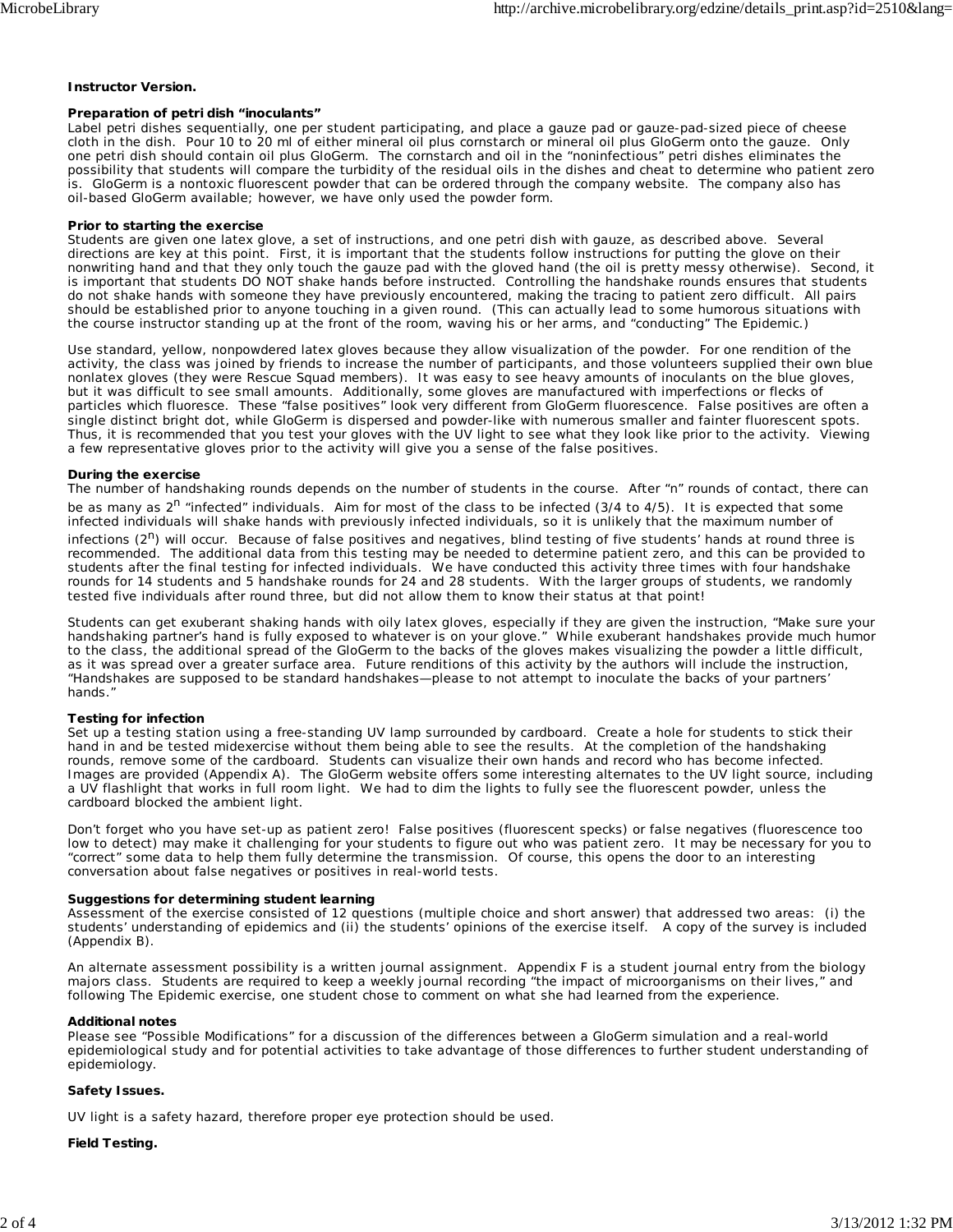**Instructor Version.**

**Preparation of petri dish "inoculants"**
Label petri dishes sequentially, one per student participating, and place a gauze pad or gauze-pad-sized piece of cheese cloth in the dish. Pour 10 to 20 ml of either mineral oil plus cornstarch or mineral oil plus GloGerm onto the gauze. Only one petri dish should contain oil plus GloGerm. The cornstarch and oil in the "noninfectious" petri dishes eliminates the possibility that students will compare the turbidity of the residual oils in the dishes and cheat to determine who patient zero is. GloGerm is a nontoxic fluorescent powder that can be ordered through the company website. The company also has oil-based GloGerm available; however, we have only used the powder form.

**Prior to starting the exercise**
Students are given one latex glove, a set of instructions, and one petri dish with gauze, as described above. Several directions are key at this point. First, it is important that the students follow instructions for putting the glove on their nonwriting hand and that they only touch the gauze pad with the gloved hand (the oil is pretty messy otherwise). Second, it is important that students DO NOT shake hands before instructed. Controlling the handshake rounds ensures that students do not shake hands with someone they have previously encountered, making the tracing to patient zero difficult. All pairs should be established prior to anyone touching in a given round. (This can actually lead to some humorous situations with the course instructor standing up at the front of the room, waving his or her arms, and "conducting" The Epidemic.)

Use standard, yellow, nonpowdered latex gloves because they allow visualization of the powder. For one rendition of the activity, the class was joined by friends to increase the number of participants, and those volunteers supplied their own blue nonlatex gloves (they were Rescue Squad members). It was easy to see heavy amounts of inoculants on the blue gloves, but it was difficult to see small amounts. Additionally, some gloves are manufactured with imperfections or flecks of particles which fluoresce. These "false positives" look very different from GloGerm fluorescence. False positives are often a single distinct bright dot, while GloGerm is dispersed and powder-like with numerous smaller and fainter fluorescent spots. Thus, it is recommended that you test your gloves with the UV light to see what they look like prior to the activity. Viewing a few representative gloves prior to the activity will give you a sense of the false positives.

**During the exercise**
The number of handshaking rounds depends on the number of students in the course. After "n" rounds of contact, there can be as many as $2^n$ "infected" individuals. Aim for most of the class to be infected (3/4 to 4/5). It is expected that some infected individuals will shake hands with previously infected individuals, so it is unlikely that the maximum number of infections ($2^n$) will occur. Because of false positives and negatives, blind testing of five students' hands at round three is recommended. The additional data from this testing may be needed to determine patient zero, and this can be provided to students after the final testing for infected individuals. We have conducted this activity three times with four handshake rounds for 14 students and 5 handshake rounds for 24 and 28 students. With the larger groups of students, we randomly tested five individuals after round three, but did not allow them to know their status at that point!

Students can get exuberant shaking hands with oily latex gloves, especially if they are given the instruction, "Make sure your handshaking partner's hand is fully exposed to whatever is on your glove." While exuberant handshakes provide much humor to the class, the additional spread of the GloGerm to the backs of the gloves makes visualizing the powder a little difficult, as it was spread over a greater surface area. Future renditions of this activity by the authors will include the instruction, "Handshakes are supposed to be standard handshakes—please to not attempt to inoculate the backs of your partners' hands."

**Testing for infection**
Set up a testing station using a free-standing UV lamp surrounded by cardboard. Create a hole for students to stick their hand in and be tested midexercise without them being able to see the results. At the completion of the handshaking rounds, remove some of the cardboard. Students can visualize their own hands and record who has become infected. Images are provided (Appendix A). The GloGerm website offers some interesting alternates to the UV light source, including a UV flashlight that works in full room light. We had to dim the lights to fully see the fluorescent powder, unless the cardboard blocked the ambient light.

Don't forget who you have set-up as patient zero! False positives (fluorescent specks) or false negatives (fluorescence too low to detect) may make it challenging for your students to figure out who was patient zero. It may be necessary for you to "correct" some data to help them fully determine the transmission. Of course, this opens the door to an interesting conversation about false negatives or positives in real-world tests.

**Suggestions for determining student learning**
Assessment of the exercise consisted of 12 questions (multiple choice and short answer) that addressed two areas: (i) the students' understanding of epidemics and (ii) the students' opinions of the exercise itself. A copy of the survey is included (Appendix B).

An alternate assessment possibility is a written journal assignment. Appendix F is a student journal entry from the biology majors class. Students are required to keep a weekly journal recording "the impact of microorganisms on their lives," and following The Epidemic exercise, one student chose to comment on what she had learned from the experience.

**Additional notes**
Please see "Possible Modifications" for a discussion of the differences between a GloGerm simulation and a real-world epidemiological study and for potential activities to take advantage of those differences to further student understanding of epidemiology.

**Safety Issues.**

UV light is a safety hazard, therefore proper eye protection should be used.

**Field Testing.**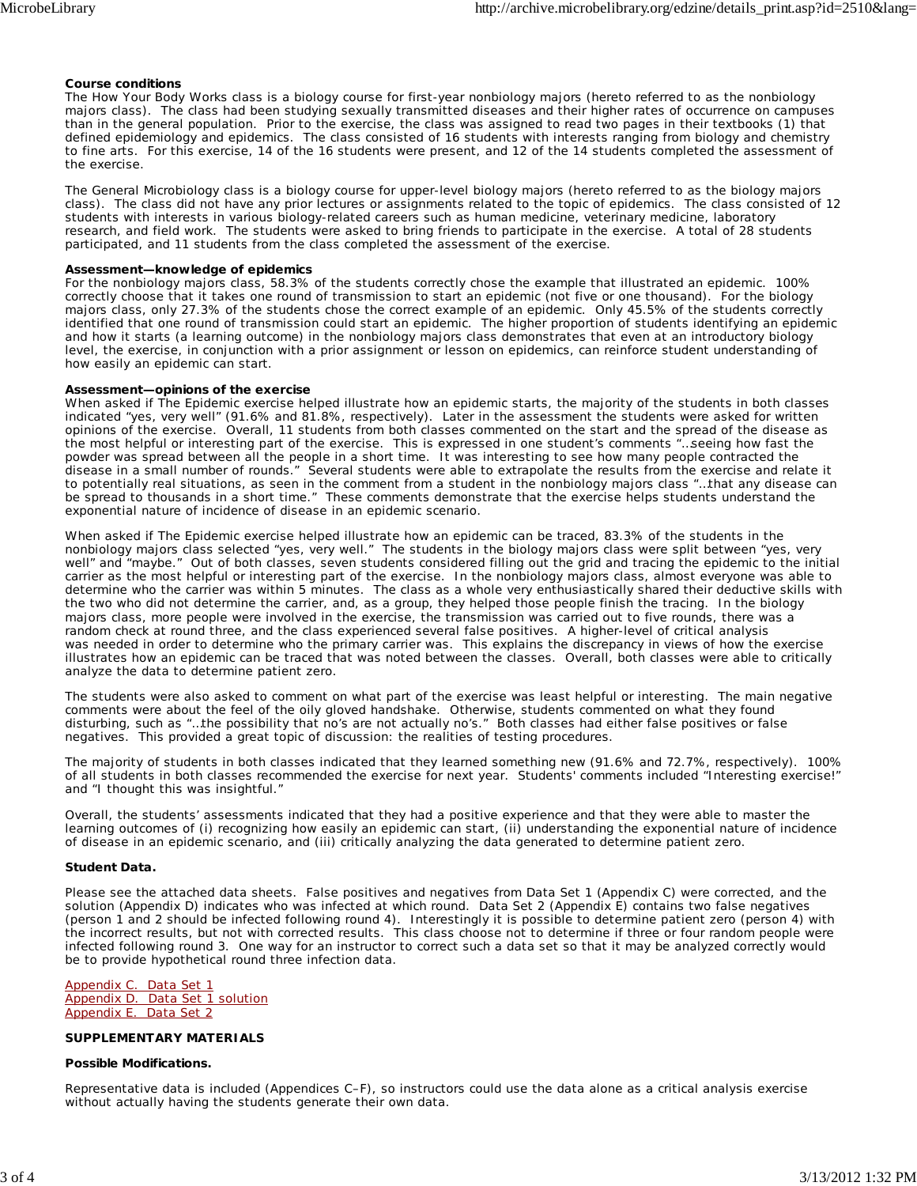**Course conditions**

The How Your Body Works class is a biology course for first-year nonbiology majors (hereto referred to as the nonbiology majors class). The class had been studying sexually transmitted diseases and their higher rates of occurrence on campuses than in the general population. Prior to the exercise, the class was assigned to read two pages in their textbooks (1) that defined epidemiology and epidemics. The class consisted of 16 students with interests ranging from biology and chemistry to fine arts. For this exercise, 14 of the 16 students were present, and 12 of the 14 students completed the assessment of the exercise.

The General Microbiology class is a biology course for upper-level biology majors (hereto referred to as the biology majors class). The class did not have any prior lectures or assignments related to the topic of epidemics. The class consisted of 12 students with interests in various biology-related careers such as human medicine, veterinary medicine, laboratory research, and field work. The students were asked to bring friends to participate in the exercise. A total of 28 students participated, and 11 students from the class completed the assessment of the exercise.

**Assessment—knowledge of epidemics**

For the nonbiology majors class, 58.3% of the students correctly chose the example that illustrated an epidemic. 100% correctly choose that it takes one round of transmission to start an epidemic (not five or one thousand). For the biology majors class, only 27.3% of the students chose the correct example of an epidemic. Only 45.5% of the students correctly identified that one round of transmission could start an epidemic. The higher proportion of students identifying an epidemic and how it starts (a learning outcome) in the nonbiology majors class demonstrates that even at an introductory biology level, the exercise, in conjunction with a prior assignment or lesson on epidemics, can reinforce student understanding of how easily an epidemic can start.

**Assessment—opinions of the exercise**

When asked if The Epidemic exercise helped illustrate how an epidemic starts, the majority of the students in both classes indicated "yes, very well" (91.6% and 81.8%, respectively). Later in the assessment the students were asked for written opinions of the exercise. Overall, 11 students from both classes commented on the start and the spread of the disease as the most helpful or interesting part of the exercise. This is expressed in one student's comments "…seeing how fast the powder was spread between all the people in a short time. It was interesting to see how many people contracted the disease in a small number of rounds." Several students were able to extrapolate the results from the exercise and relate it to potentially real situations, as seen in the comment from a student in the nonbiology majors class "…that any disease can be spread to thousands in a short time." These comments demonstrate that the exercise helps students understand the exponential nature of incidence of disease in an epidemic scenario.

When asked if The Epidemic exercise helped illustrate how an epidemic can be traced, 83.3% of the students in the nonbiology majors class selected "yes, very well." The students in the biology majors class were split between "yes, very well" and "maybe." Out of both classes, seven students considered filling out the grid and tracing the epidemic to the initial carrier as the most helpful or interesting part of the exercise. In the nonbiology majors class, almost everyone was able to determine who the carrier was within 5 minutes. The class as a whole very enthusiastically shared their deductive skills with the two who did not determine the carrier, and, as a group, they helped those people finish the tracing. In the biology majors class, more people were involved in the exercise, the transmission was carried out to five rounds, there was a random check at round three, and the class experienced several false positives. A higher-level of critical analysis was needed in order to determine who the primary carrier was. This explains the discrepancy in views of how the exercise illustrates how an epidemic can be traced that was noted between the classes. Overall, both classes were able to critically analyze the data to determine patient zero.

The students were also asked to comment on what part of the exercise was least helpful or interesting. The main negative comments were about the feel of the oily gloved handshake. Otherwise, students commented on what they found disturbing, such as "…the possibility that no's are not actually no's." Both classes had either false positives or false negatives. This provided a great topic of discussion: the realities of testing procedures.

The majority of students in both classes indicated that they learned something new (91.6% and 72.7%, respectively). 100% of all students in both classes recommended the exercise for next year. Students' comments included "Interesting exercise!" and "I thought this was insightful."

Overall, the students' assessments indicated that they had a positive experience and that they were able to master the learning outcomes of (i) recognizing how easily an epidemic can start, (ii) understanding the exponential nature of incidence of disease in an epidemic scenario, and (iii) critically analyzing the data generated to determine patient zero.

**Student Data.**

Please see the attached data sheets. False positives and negatives from Data Set 1 (Appendix C) were corrected, and the solution (Appendix D) indicates who was infected at which round. Data Set 2 (Appendix E) contains two false negatives (person 1 and 2 should be infected following round 4). Interestingly it is possible to determine patient zero (person 4) with the incorrect results, but not with corrected results. This class choose not to determine if three or four random people were infected following round 3. One way for an instructor to correct such a data set so that it may be analyzed correctly would be to provide hypothetical round three infection data.

Appendix C. Data Set 1
Appendix D. Data Set 1 solution
Appendix E. Data Set 2

**SUPPLEMENTARY MATERIALS**

**Possible Modifications.**

Representative data is included (Appendices C–F), so instructors could use the data alone as a critical analysis exercise without actually having the students generate their own data.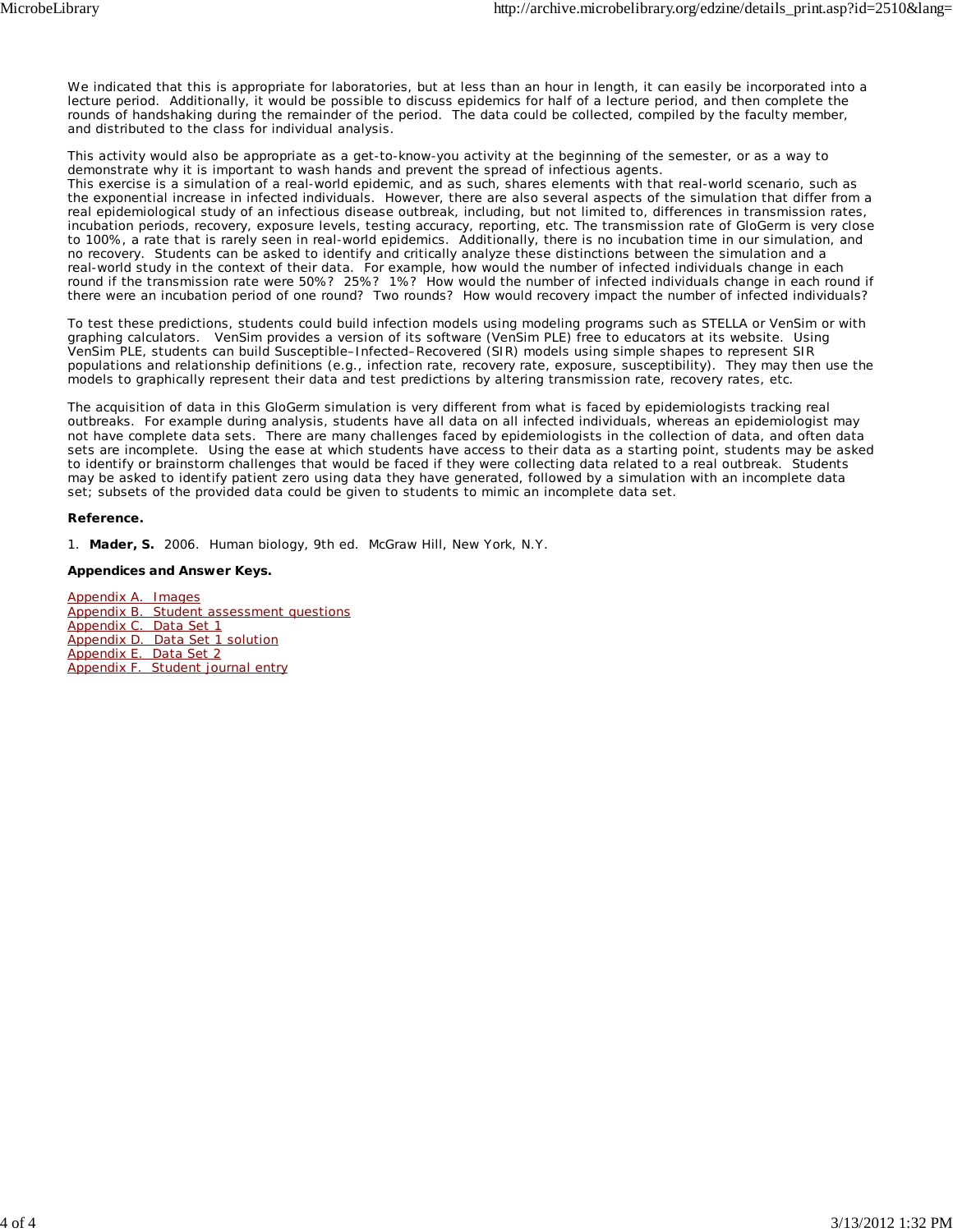We indicated that this is appropriate for laboratories, but at less than an hour in length, it can easily be incorporated into a lecture period. Additionally, it would be possible to discuss epidemics for half of a lecture period, and then complete the rounds of handshaking during the remainder of the period. The data could be collected, compiled by the faculty member, and distributed to the class for individual analysis.

This activity would also be appropriate as a get-to-know-you activity at the beginning of the semester, or as a way to demonstrate why it is important to wash hands and prevent the spread of infectious agents.
This exercise is a simulation of a real-world epidemic, and as such, shares elements with that real-world scenario, such as the exponential increase in infected individuals. However, there are also several aspects of the simulation that differ from a real epidemiological study of an infectious disease outbreak, including, but not limited to, differences in transmission rates, incubation periods, recovery, exposure levels, testing accuracy, reporting, etc. The transmission rate of GloGerm is very close to 100%, a rate that is rarely seen in real-world epidemics. Additionally, there is no incubation time in our simulation, and no recovery. Students can be asked to identify and critically analyze these distinctions between the simulation and a real-world study in the context of their data. For example, how would the number of infected individuals change in each round if the transmission rate were 50%? 25%? 1%? How would the number of infected individuals change in each round if there were an incubation period of one round? Two rounds? How would recovery impact the number of infected individuals?

To test these predictions, students could build infection models using modeling programs such as STELLA or VenSim or with graphing calculators. VenSim provides a version of its software (VenSim PLE) free to educators at its website. Using VenSim PLE, students can build Susceptible–Infected–Recovered (SIR) models using simple shapes to represent SIR populations and relationship definitions (e.g., infection rate, recovery rate, exposure, susceptibility). They may then use the models to graphically represent their data and test predictions by altering transmission rate, recovery rates, etc.

The acquisition of data in this GloGerm simulation is very different from what is faced by epidemiologists tracking real outbreaks. For example during analysis, students have all data on all infected individuals, whereas an epidemiologist may not have complete data sets. There are many challenges faced by epidemiologists in the collection of data, and often data sets are incomplete. Using the ease at which students have access to their data as a starting point, students may be asked to identify or brainstorm challenges that would be faced if they were collecting data related to a real outbreak. Students may be asked to identify patient zero using data they have generated, followed by a simulation with an incomplete data set; subsets of the provided data could be given to students to mimic an incomplete data set.

**Reference.**

1. **Mader, S.** 2006. Human biology, 9th ed. McGraw Hill, New York, N.Y.

**Appendices and Answer Keys.**

Appendix A. Images
Appendix B. Student assessment questions
Appendix C. Data Set 1
Appendix D. Data Set 1 solution
Appendix E. Data Set 2
Appendix F. Student journal entry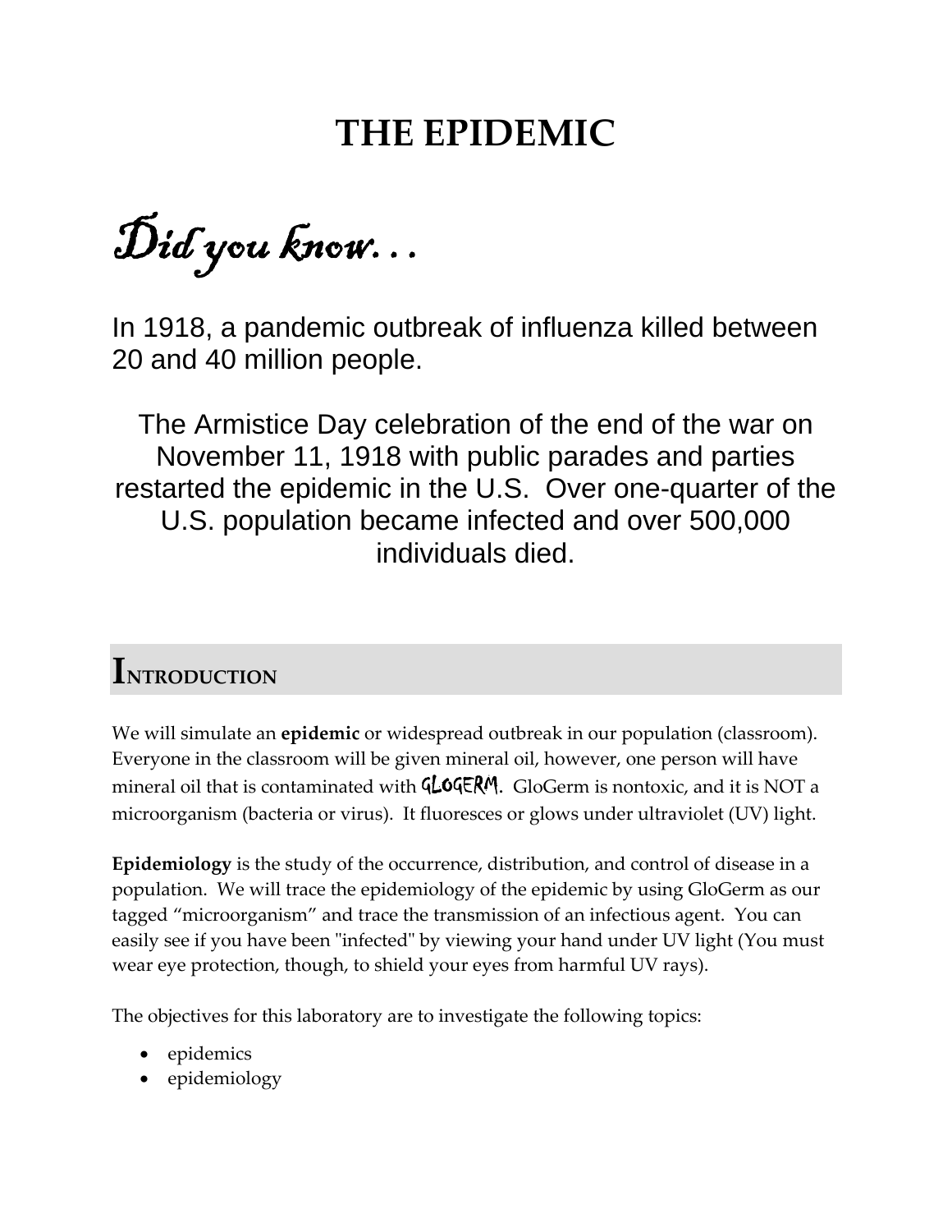# THE EPIDEMIC

*Did you know…*

In 1918, a pandemic outbreak of influenza killed between 20 and 40 million people.

The Armistice Day celebration of the end of the war on November 11, 1918 with public parades and parties restarted the epidemic in the U.S. Over one-quarter of the U.S. population became infected and over 500,000 individuals died.

## Introduction

We will simulate an **epidemic** or widespread outbreak in our population (classroom). Everyone in the classroom will be given mineral oil, however, one person will have mineral oil that is contaminated with GLOGERM. GloGerm is nontoxic, and it is NOT a microorganism (bacteria or virus). It fluoresces or glows under ultraviolet (UV) light.

**Epidemiology** is the study of the occurrence, distribution, and control of disease in a population. We will trace the epidemiology of the epidemic by using GloGerm as our tagged "microorganism" and trace the transmission of an infectious agent. You can easily see if you have been "infected" by viewing your hand under UV light (You must wear eye protection, though, to shield your eyes from harmful UV rays).

The objectives for this laboratory are to investigate the following topics:

- epidemics
- epidemiology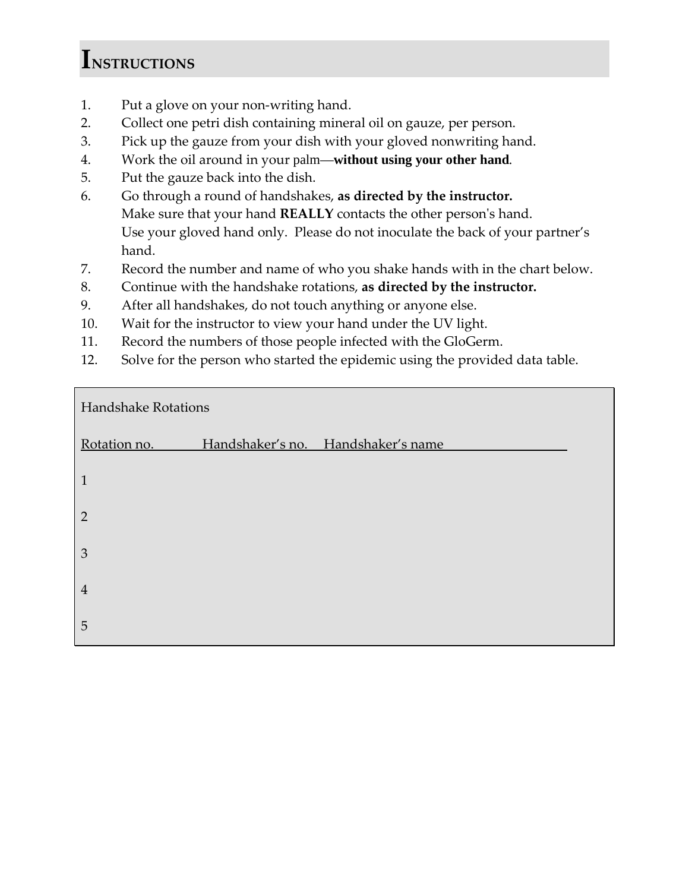# INSTRUCTIONS

1. Put a glove on your non-writing hand.
2. Collect one petri dish containing mineral oil on gauze, per person.
3. Pick up the gauze from your dish with your gloved nonwriting hand.
4. Work the oil around in your palm—**without using your other hand**.
5. Put the gauze back into the dish.
6. Go through a round of handshakes, **as directed by the instructor.** Make sure that your hand **REALLY** contacts the other person's hand. Use your gloved hand only. Please do not inoculate the back of your partner's hand.
7. Record the number and name of who you shake hands with in the chart below.
8. Continue with the handshake rotations, **as directed by the instructor.**
9. After all handshakes, do not touch anything or anyone else.
10. Wait for the instructor to view your hand under the UV light.
11. Record the numbers of those people infected with the GloGerm.
12. Solve for the person who started the epidemic using the provided data table.

Handshake Rotations

| Rotation no. | Handshaker's no. | Handshaker's name |
|---|---|---|
| 1 | | |
| 2 | | |
| 3 | | |
| 4 | | |
| 5 | | |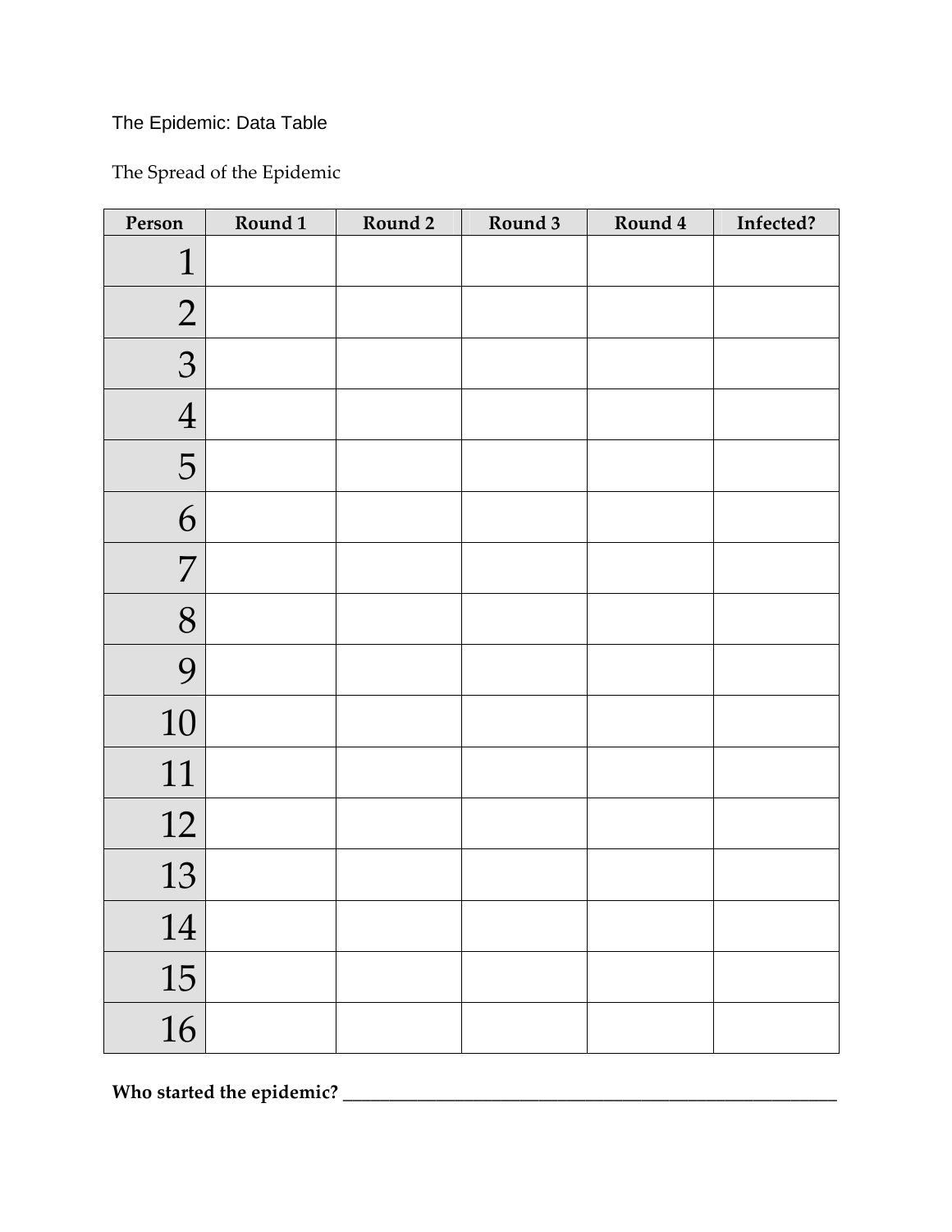The Epidemic: Data Table

The Spread of the Epidemic

| Person | Round 1 | Round 2 | Round 3 | Round 4 | Infected? |
|---|---|---|---|---|---|
| 1 | | | | | |
| 2 | | | | | |
| 3 | | | | | |
| 4 | | | | | |
| 5 | | | | | |
| 6 | | | | | |
| 7 | | | | | |
| 8 | | | | | |
| 9 | | | | | |
| 10 | | | | | |
| 11 | | | | | |
| 12 | | | | | |
| 13 | | | | | |
| 14 | | | | | |
| 15 | | | | | |
| 16 | | | | | |

**Who started the epidemic? ___________________________________________**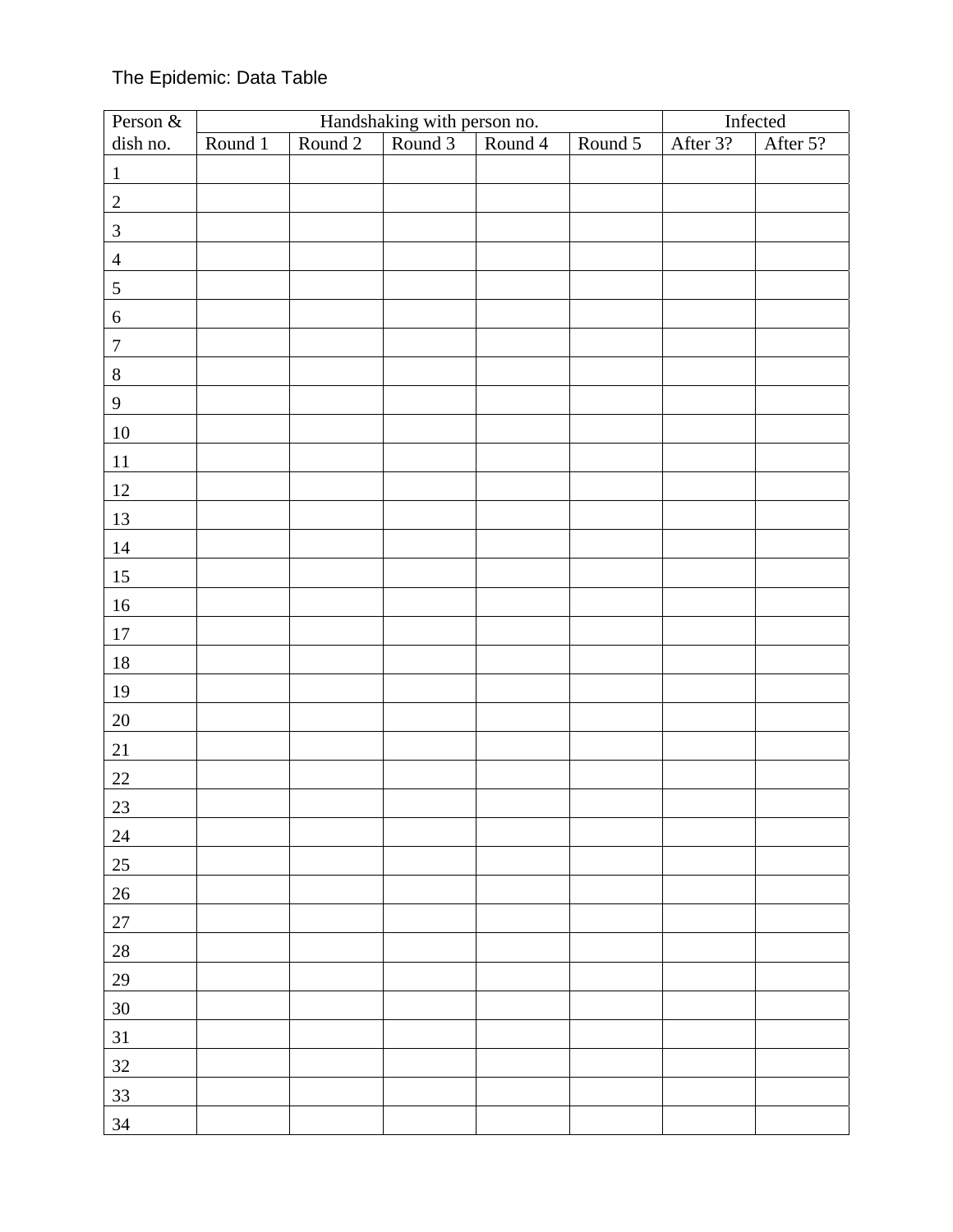The Epidemic: Data Table

| Person & | Handshaking with person no. | | | | | Infected | |
|---|---|---|---|---|---|---|---|
| dish no. | Round 1 | Round 2 | Round 3 | Round 4 | Round 5 | After 3? | After 5? |
| 1 | | | | | | | |
| 2 | | | | | | | |
| 3 | | | | | | | |
| 4 | | | | | | | |
| 5 | | | | | | | |
| 6 | | | | | | | |
| 7 | | | | | | | |
| 8 | | | | | | | |
| 9 | | | | | | | |
| 10 | | | | | | | |
| 11 | | | | | | | |
| 12 | | | | | | | |
| 13 | | | | | | | |
| 14 | | | | | | | |
| 15 | | | | | | | |
| 16 | | | | | | | |
| 17 | | | | | | | |
| 18 | | | | | | | |
| 19 | | | | | | | |
| 20 | | | | | | | |
| 21 | | | | | | | |
| 22 | | | | | | | |
| 23 | | | | | | | |
| 24 | | | | | | | |
| 25 | | | | | | | |
| 26 | | | | | | | |
| 27 | | | | | | | |
| 28 | | | | | | | |
| 29 | | | | | | | |
| 30 | | | | | | | |
| 31 | | | | | | | |
| 32 | | | | | | | |
| 33 | | | | | | | |
| 34 | | | | | | | |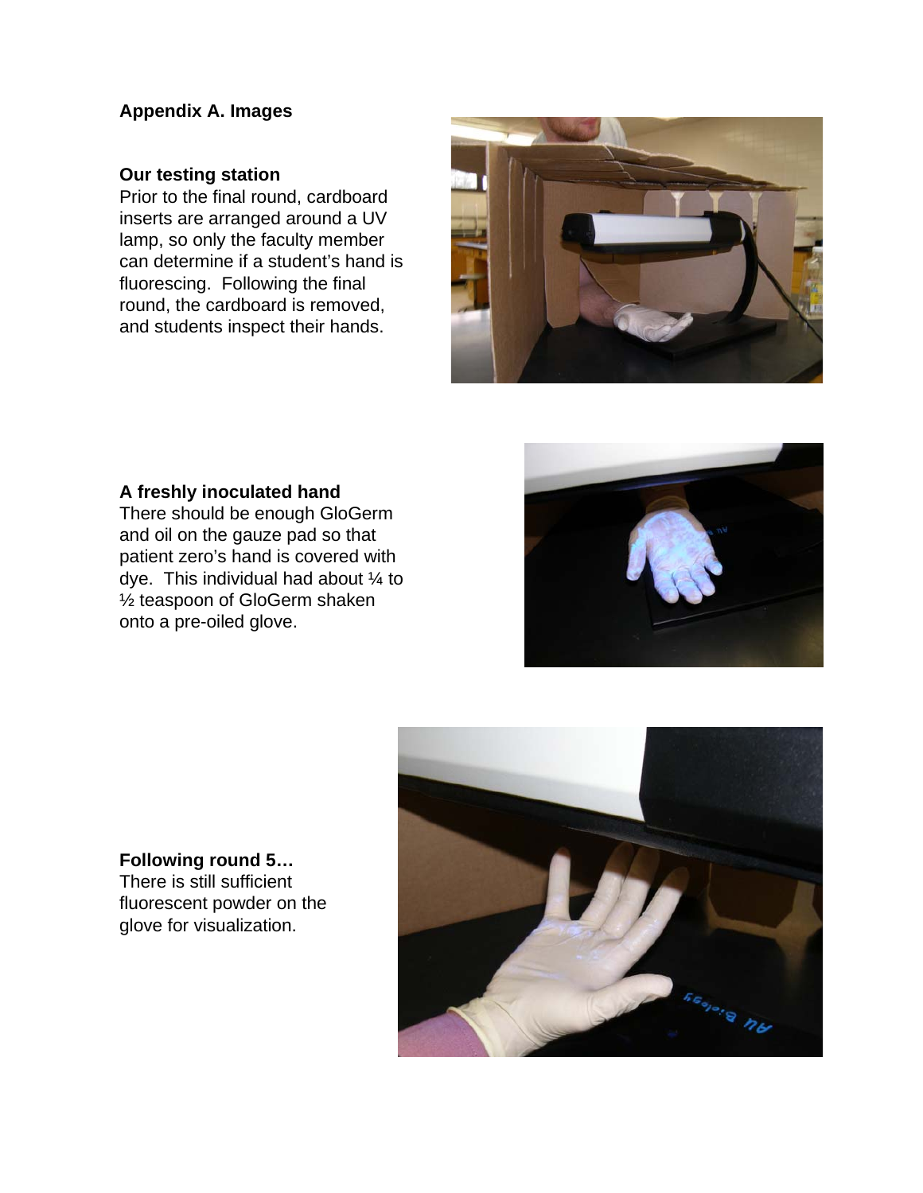**Appendix A. Images**

**Our testing station**

Prior to the final round, cardboard inserts are arranged around a UV lamp, so only the faculty member can determine if a student's hand is fluorescing. Following the final round, the cardboard is removed, and students inspect their hands.

**A freshly inoculated hand**

There should be enough GloGerm and oil on the gauze pad so that patient zero's hand is covered with dye. This individual had about ¼ to ½ teaspoon of GloGerm shaken onto a pre-oiled glove.

**Following round 5…**

There is still sufficient fluorescent powder on the glove for visualization.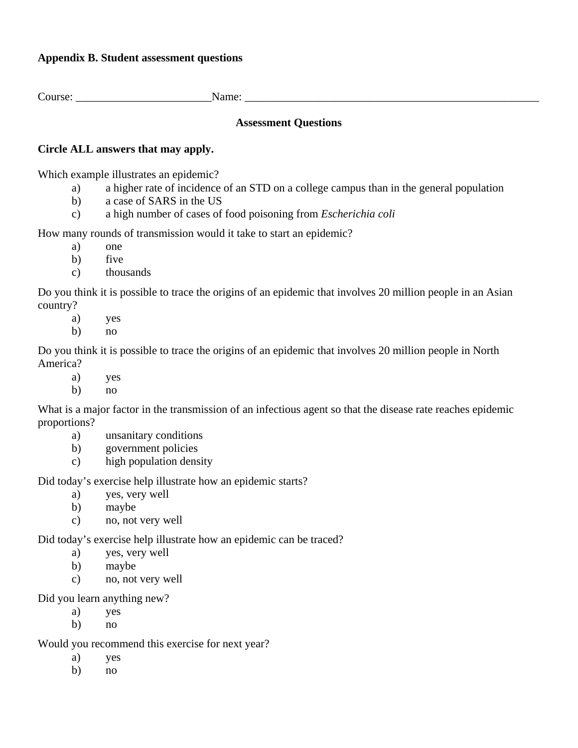**Appendix B. Student assessment questions**

Course: ________________________Name: _____________________________________________________

**Assessment Questions**

**Circle ALL answers that may apply.**

Which example illustrates an epidemic?

a) a higher rate of incidence of an STD on a college campus than in the general population
b) a case of SARS in the US
c) a high number of cases of food poisoning from *Escherichia coli*

How many rounds of transmission would it take to start an epidemic?

a) one
b) five
c) thousands

Do you think it is possible to trace the origins of an epidemic that involves 20 million people in an Asian country?

a) yes
b) no

Do you think it is possible to trace the origins of an epidemic that involves 20 million people in North America?

a) yes
b) no

What is a major factor in the transmission of an infectious agent so that the disease rate reaches epidemic proportions?

a) unsanitary conditions
b) government policies
c) high population density

Did today's exercise help illustrate how an epidemic starts?

a) yes, very well
b) maybe
c) no, not very well

Did today's exercise help illustrate how an epidemic can be traced?

a) yes, very well
b) maybe
c) no, not very well

Did you learn anything new?

a) yes
b) no

Would you recommend this exercise for next year?

a) yes
b) no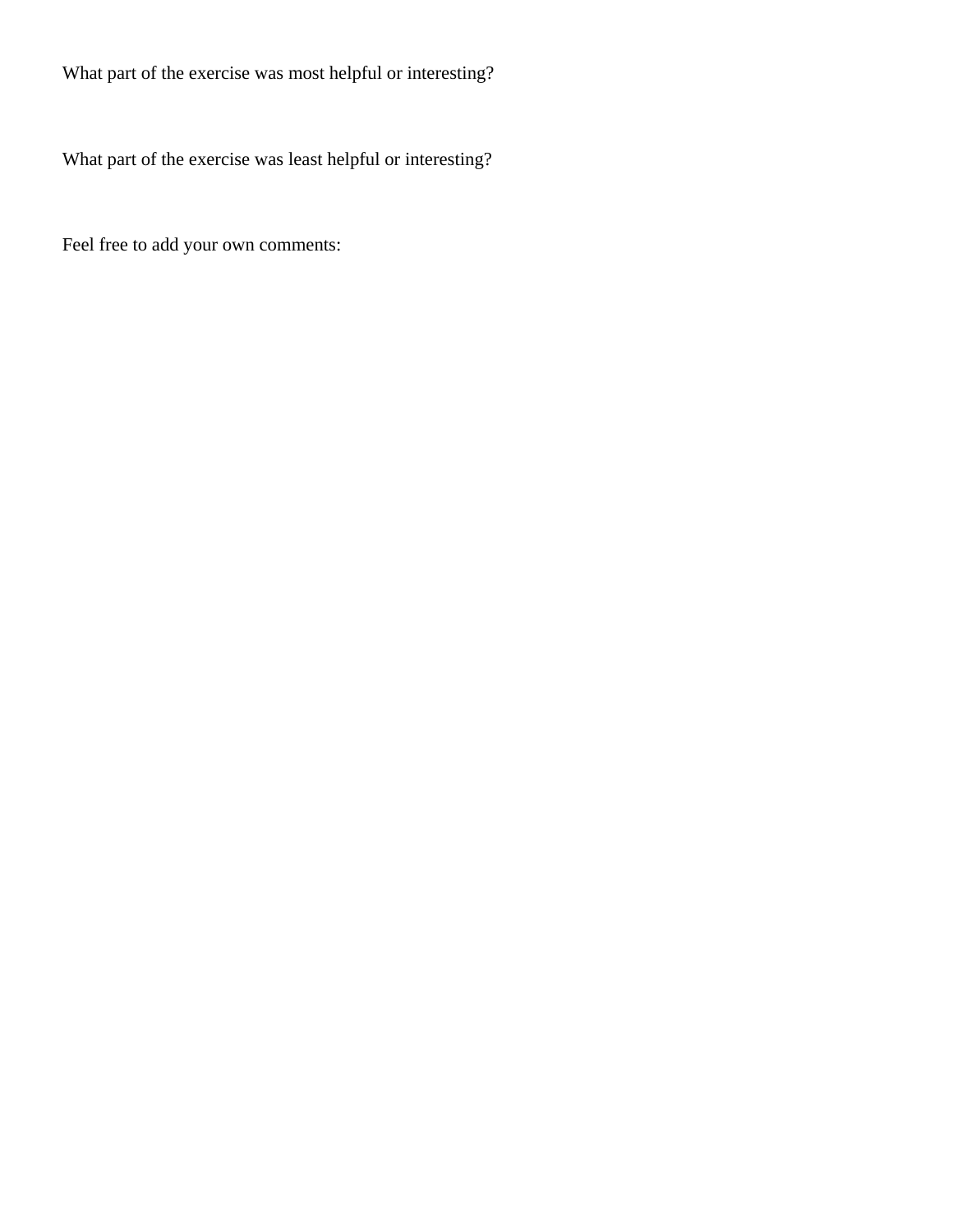What part of the exercise was most helpful or interesting?

What part of the exercise was least helpful or interesting?

Feel free to add your own comments: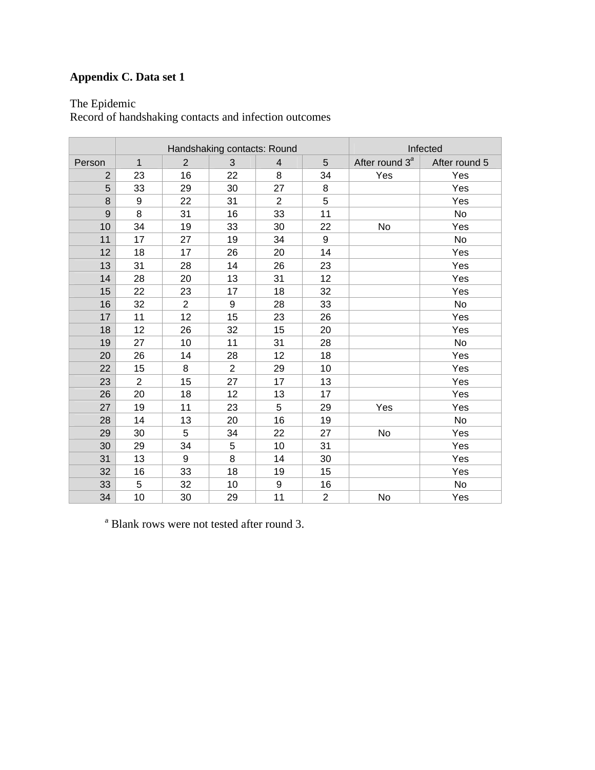**Appendix C. Data set 1**

The Epidemic
Record of handshaking contacts and infection outcomes

| | Handshaking contacts: Round | | | | | Infected | |
|---|---|---|---|---|---|---|---|
| Person | 1 | 2 | 3 | 4 | 5 | After round 3[a] | After round 5 |
| 2 | 23 | 16 | 22 | 8 | 34 | Yes | Yes |
| 5 | 33 | 29 | 30 | 27 | 8 | | Yes |
| 8 | 9 | 22 | 31 | 2 | 5 | | Yes |
| 9 | 8 | 31 | 16 | 33 | 11 | | No |
| 10 | 34 | 19 | 33 | 30 | 22 | No | Yes |
| 11 | 17 | 27 | 19 | 34 | 9 | | No |
| 12 | 18 | 17 | 26 | 20 | 14 | | Yes |
| 13 | 31 | 28 | 14 | 26 | 23 | | Yes |
| 14 | 28 | 20 | 13 | 31 | 12 | | Yes |
| 15 | 22 | 23 | 17 | 18 | 32 | | Yes |
| 16 | 32 | 2 | 9 | 28 | 33 | | No |
| 17 | 11 | 12 | 15 | 23 | 26 | | Yes |
| 18 | 12 | 26 | 32 | 15 | 20 | | Yes |
| 19 | 27 | 10 | 11 | 31 | 28 | | No |
| 20 | 26 | 14 | 28 | 12 | 18 | | Yes |
| 22 | 15 | 8 | 2 | 29 | 10 | | Yes |
| 23 | 2 | 15 | 27 | 17 | 13 | | Yes |
| 26 | 20 | 18 | 12 | 13 | 17 | | Yes |
| 27 | 19 | 11 | 23 | 5 | 29 | Yes | Yes |
| 28 | 14 | 13 | 20 | 16 | 19 | | No |
| 29 | 30 | 5 | 34 | 22 | 27 | No | Yes |
| 30 | 29 | 34 | 5 | 10 | 31 | | Yes |
| 31 | 13 | 9 | 8 | 14 | 30 | | Yes |
| 32 | 16 | 33 | 18 | 19 | 15 | | Yes |
| 33 | 5 | 32 | 10 | 9 | 16 | | No |
| 34 | 10 | 30 | 29 | 11 | 2 | No | Yes |

[a] Blank rows were not tested after round 3.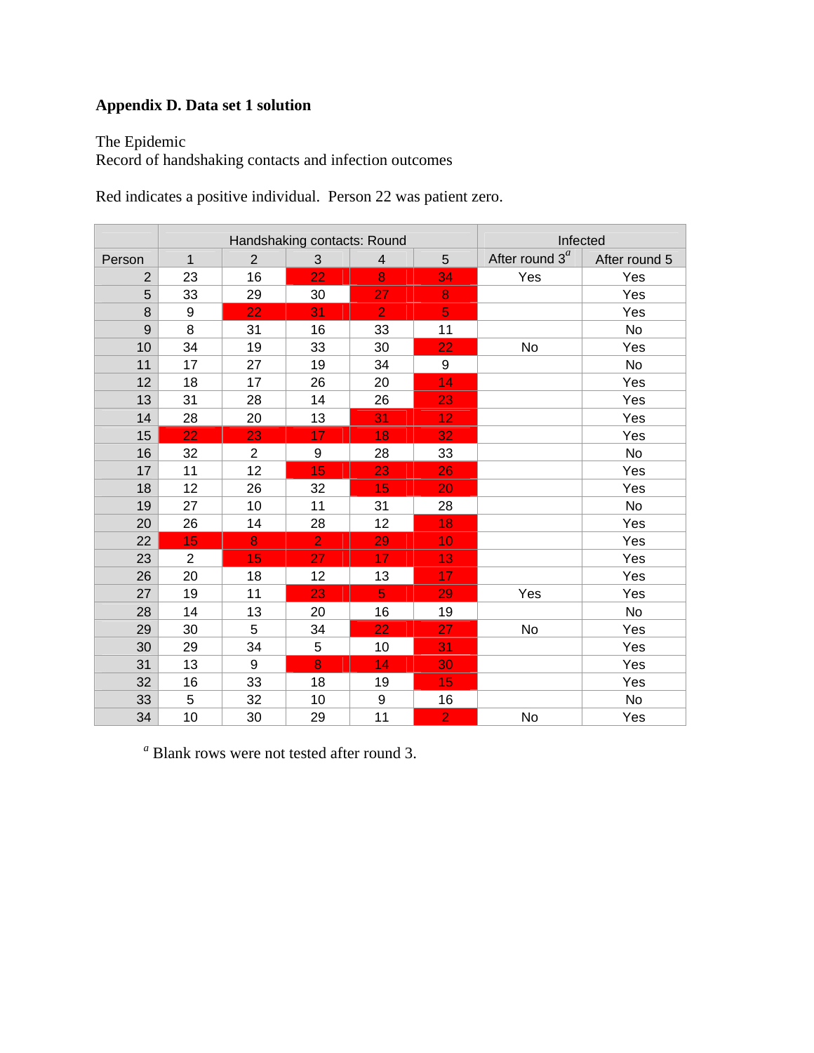**Appendix D. Data set 1 solution**

The Epidemic
Record of handshaking contacts and infection outcomes

Red indicates a positive individual. Person 22 was patient zero.

| | Handshaking contacts: Round | | | | | Infected | |
|---|---|---|---|---|---|---|---|
| Person | 1 | 2 | 3 | 4 | 5 | After round 3[a] | After round 5 |
| 2 | 23 | 16 | 22 | 8 | 34 | Yes | Yes |
| 5 | 33 | 29 | 30 | 27 | 8 | | Yes |
| 8 | 9 | 22 | 31 | 2 | 5 | | Yes |
| 9 | 8 | 31 | 16 | 33 | 11 | | No |
| 10 | 34 | 19 | 33 | 30 | 22 | No | Yes |
| 11 | 17 | 27 | 19 | 34 | 9 | | No |
| 12 | 18 | 17 | 26 | 20 | 14 | | Yes |
| 13 | 31 | 28 | 14 | 26 | 23 | | Yes |
| 14 | 28 | 20 | 13 | 31 | 12 | | Yes |
| 15 | 22 | 23 | 17 | 18 | 32 | | Yes |
| 16 | 32 | 2 | 9 | 28 | 33 | | No |
| 17 | 11 | 12 | 15 | 23 | 26 | | Yes |
| 18 | 12 | 26 | 32 | 15 | 20 | | Yes |
| 19 | 27 | 10 | 11 | 31 | 28 | | No |
| 20 | 26 | 14 | 28 | 12 | 18 | | Yes |
| 22 | 15 | 8 | 2 | 29 | 10 | | Yes |
| 23 | 2 | 15 | 27 | 17 | 13 | | Yes |
| 26 | 20 | 18 | 12 | 13 | 17 | | Yes |
| 27 | 19 | 11 | 23 | 5 | 29 | Yes | Yes |
| 28 | 14 | 13 | 20 | 16 | 19 | | No |
| 29 | 30 | 5 | 34 | 22 | 27 | No | Yes |
| 30 | 29 | 34 | 5 | 10 | 31 | | Yes |
| 31 | 13 | 9 | 8 | 14 | 30 | | Yes |
| 32 | 16 | 33 | 18 | 19 | 15 | | Yes |
| 33 | 5 | 32 | 10 | 9 | 16 | | No |
| 34 | 10 | 30 | 29 | 11 | 2 | No | Yes |

[a] Blank rows were not tested after round 3.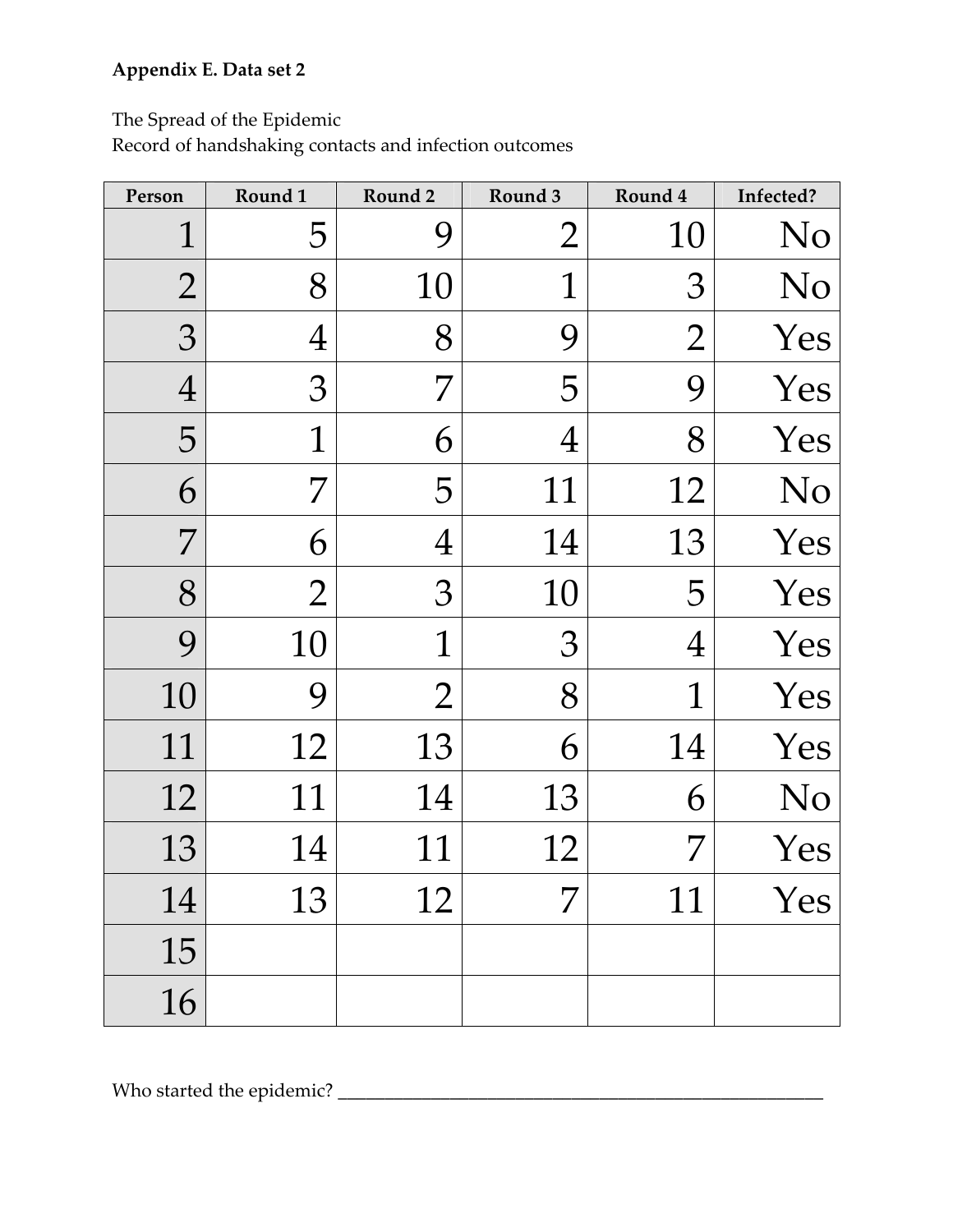**Appendix E. Data set 2**

The Spread of the Epidemic
Record of handshaking contacts and infection outcomes

| Person | Round 1 | Round 2 | Round 3 | Round 4 | Infected? |
|---|---|---|---|---|---|
| 1 | 5 | 9 | 2 | 10 | No |
| 2 | 8 | 10 | 1 | 3 | No |
| 3 | 4 | 8 | 9 | 2 | Yes |
| 4 | 3 | 7 | 5 | 9 | Yes |
| 5 | 1 | 6 | 4 | 8 | Yes |
| 6 | 7 | 5 | 11 | 12 | No |
| 7 | 6 | 4 | 14 | 13 | Yes |
| 8 | 2 | 3 | 10 | 5 | Yes |
| 9 | 10 | 1 | 3 | 4 | Yes |
| 10 | 9 | 2 | 8 | 1 | Yes |
| 11 | 12 | 13 | 6 | 14 | Yes |
| 12 | 11 | 14 | 13 | 6 | No |
| 13 | 14 | 11 | 12 | 7 | Yes |
| 14 | 13 | 12 | 7 | 11 | Yes |
| 15 | | | | | |
| 16 | | | | | |

Who started the epidemic? ____________________________________________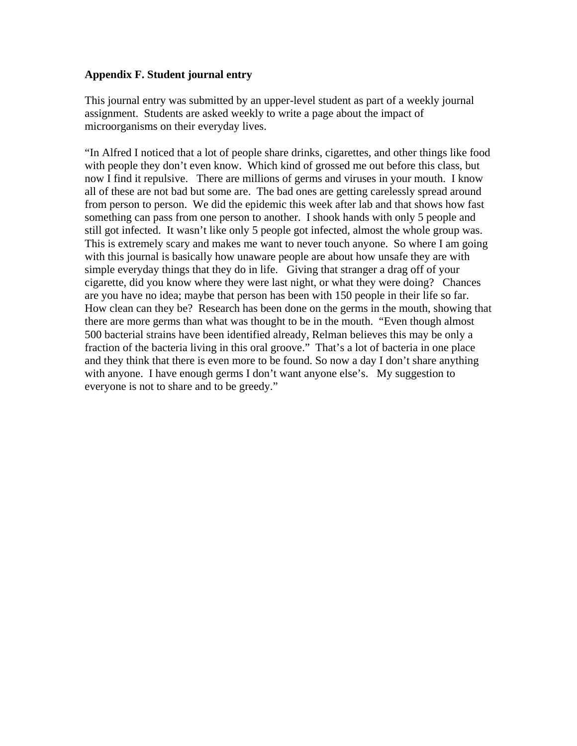**Appendix F. Student journal entry**

This journal entry was submitted by an upper-level student as part of a weekly journal assignment. Students are asked weekly to write a page about the impact of microorganisms on their everyday lives.

"In Alfred I noticed that a lot of people share drinks, cigarettes, and other things like food with people they don't even know. Which kind of grossed me out before this class, but now I find it repulsive. There are millions of germs and viruses in your mouth. I know all of these are not bad but some are. The bad ones are getting carelessly spread around from person to person. We did the epidemic this week after lab and that shows how fast something can pass from one person to another. I shook hands with only 5 people and still got infected. It wasn't like only 5 people got infected, almost the whole group was. This is extremely scary and makes me want to never touch anyone. So where I am going with this journal is basically how unaware people are about how unsafe they are with simple everyday things that they do in life. Giving that stranger a drag off of your cigarette, did you know where they were last night, or what they were doing? Chances are you have no idea; maybe that person has been with 150 people in their life so far. How clean can they be? Research has been done on the germs in the mouth, showing that there are more germs than what was thought to be in the mouth. "Even though almost 500 bacterial strains have been identified already, Relman believes this may be only a fraction of the bacteria living in this oral groove." That's a lot of bacteria in one place and they think that there is even more to be found. So now a day I don't share anything with anyone. I have enough germs I don't want anyone else's. My suggestion to everyone is not to share and to be greedy."